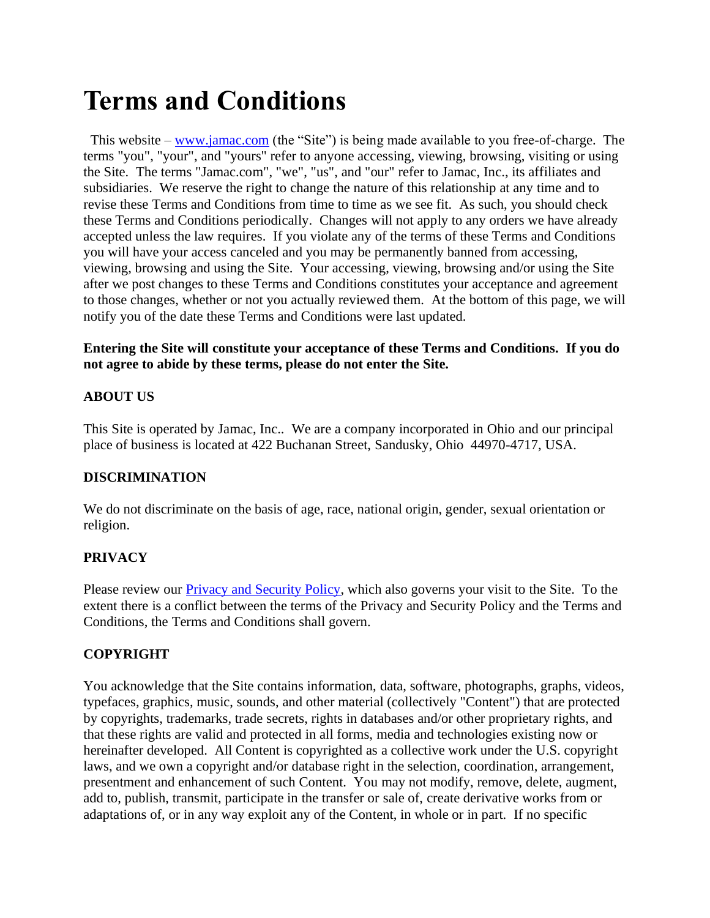# Terms and Conditions

This website – [www.jamac.com](www.jamac.com) (the "Site") is being made available to you free-of-charge. The terms "you", "your", and "yours" refer to anyone accessing, viewing, browsing, visiting or using the Site. The terms "Jamac.com", "we", "us", and "our" refer to Jamac, Inc., its affiliates and subsidiaries. We reserve the right to change the nature of this relationship at any time and to revise these Terms and Conditions from time to time as we see fit. As such, you should check these Terms and Conditions periodically. Changes will not apply to any orders we have already accepted unless the law requires. If you violate any of the terms of these Terms and Conditions you will have your access canceled and you may be permanently banned from accessing, viewing, browsing and using the Site. Your accessing, viewing, browsing and/or using the Site after we post changes to these Terms and Conditions constitutes your acceptance and agreement to those changes, whether or not you actually reviewed them. At the bottom of this page, we will notify you of the date these Terms and Conditions were last updated.

**Entering the Site will constitute your acceptance of these Terms and Conditions. If you do not agree to abide by these terms, please do not enter the Site.**

**ABOUT US**

This Site is operated by Jamac, Inc.. We are a company incorporated in Ohio and our principal place of business is located at 422 Buchanan Street, Sandusky, Ohio 44970-4717, USA.

**DISCRIMINATION**

We do not discriminate on the basis of age, race, national origin, gender, sexual orientation or religion.

**PRIVACY**

Please review our Privacy and Security Policy, which also governs your visit to the Site. To the extent there is a conflict between the terms of the Privacy and Security Policy and the Terms and Conditions, the Terms and Conditions shall govern.

**COPYRIGHT**

You acknowledge that the Site contains information, data, software, photographs, graphs, videos, typefaces, graphics, music, sounds, and other material (collectively "Content") that are protected by copyrights, trademarks, trade secrets, rights in databases and/or other proprietary rights, and that these rights are valid and protected in all forms, media and technologies existing now or hereinafter developed. All Content is copyrighted as a collective work under the U.S. copyright laws, and we own a copyright and/or database right in the selection, coordination, arrangement, presentment and enhancement of such Content. You may not modify, remove, delete, augment, add to, publish, transmit, participate in the transfer or sale of, create derivative works from or adaptations of, or in any way exploit any of the Content, in whole or in part. If no specific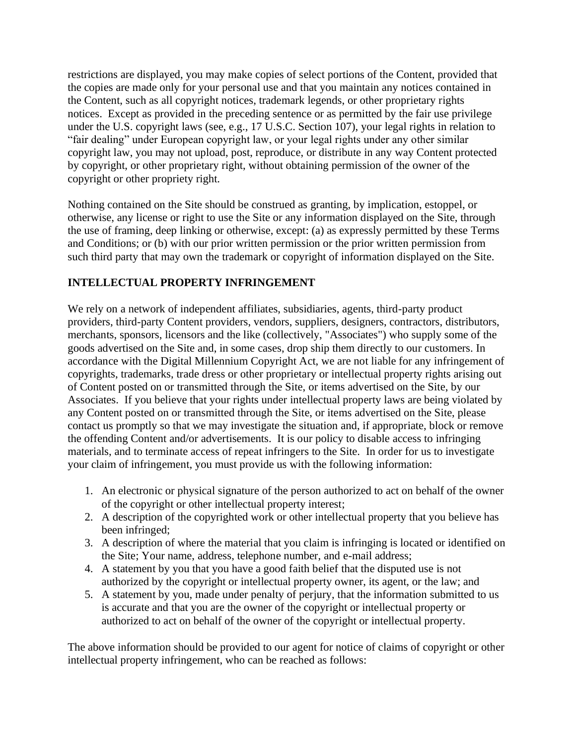restrictions are displayed, you may make copies of select portions of the Content, provided that the copies are made only for your personal use and that you maintain any notices contained in the Content, such as all copyright notices, trademark legends, or other proprietary rights notices. Except as provided in the preceding sentence or as permitted by the fair use privilege under the U.S. copyright laws (see, e.g., 17 U.S.C. Section 107), your legal rights in relation to "fair dealing" under European copyright law, or your legal rights under any other similar copyright law, you may not upload, post, reproduce, or distribute in any way Content protected by copyright, or other proprietary right, without obtaining permission of the owner of the copyright or other propriety right.

Nothing contained on the Site should be construed as granting, by implication, estoppel, or otherwise, any license or right to use the Site or any information displayed on the Site, through the use of framing, deep linking or otherwise, except: (a) as expressly permitted by these Terms and Conditions; or (b) with our prior written permission or the prior written permission from such third party that may own the trademark or copyright of information displayed on the Site.

## INTELLECTUAL PROPERTY INFRINGEMENT

We rely on a network of independent affiliates, subsidiaries, agents, third-party product providers, third-party Content providers, vendors, suppliers, designers, contractors, distributors, merchants, sponsors, licensors and the like (collectively, "Associates") who supply some of the goods advertised on the Site and, in some cases, drop ship them directly to our customers. In accordance with the Digital Millennium Copyright Act, we are not liable for any infringement of copyrights, trademarks, trade dress or other proprietary or intellectual property rights arising out of Content posted on or transmitted through the Site, or items advertised on the Site, by our Associates. If you believe that your rights under intellectual property laws are being violated by any Content posted on or transmitted through the Site, or items advertised on the Site, please contact us promptly so that we may investigate the situation and, if appropriate, block or remove the offending Content and/or advertisements. It is our policy to disable access to infringing materials, and to terminate access of repeat infringers to the Site. In order for us to investigate your claim of infringement, you must provide us with the following information:

1. An electronic or physical signature of the person authorized to act on behalf of the owner of the copyright or other intellectual property interest;
2. A description of the copyrighted work or other intellectual property that you believe has been infringed;
3. A description of where the material that you claim is infringing is located or identified on the Site; Your name, address, telephone number, and e-mail address;
4. A statement by you that you have a good faith belief that the disputed use is not authorized by the copyright or intellectual property owner, its agent, or the law; and
5. A statement by you, made under penalty of perjury, that the information submitted to us is accurate and that you are the owner of the copyright or intellectual property or authorized to act on behalf of the owner of the copyright or intellectual property.

The above information should be provided to our agent for notice of claims of copyright or other intellectual property infringement, who can be reached as follows: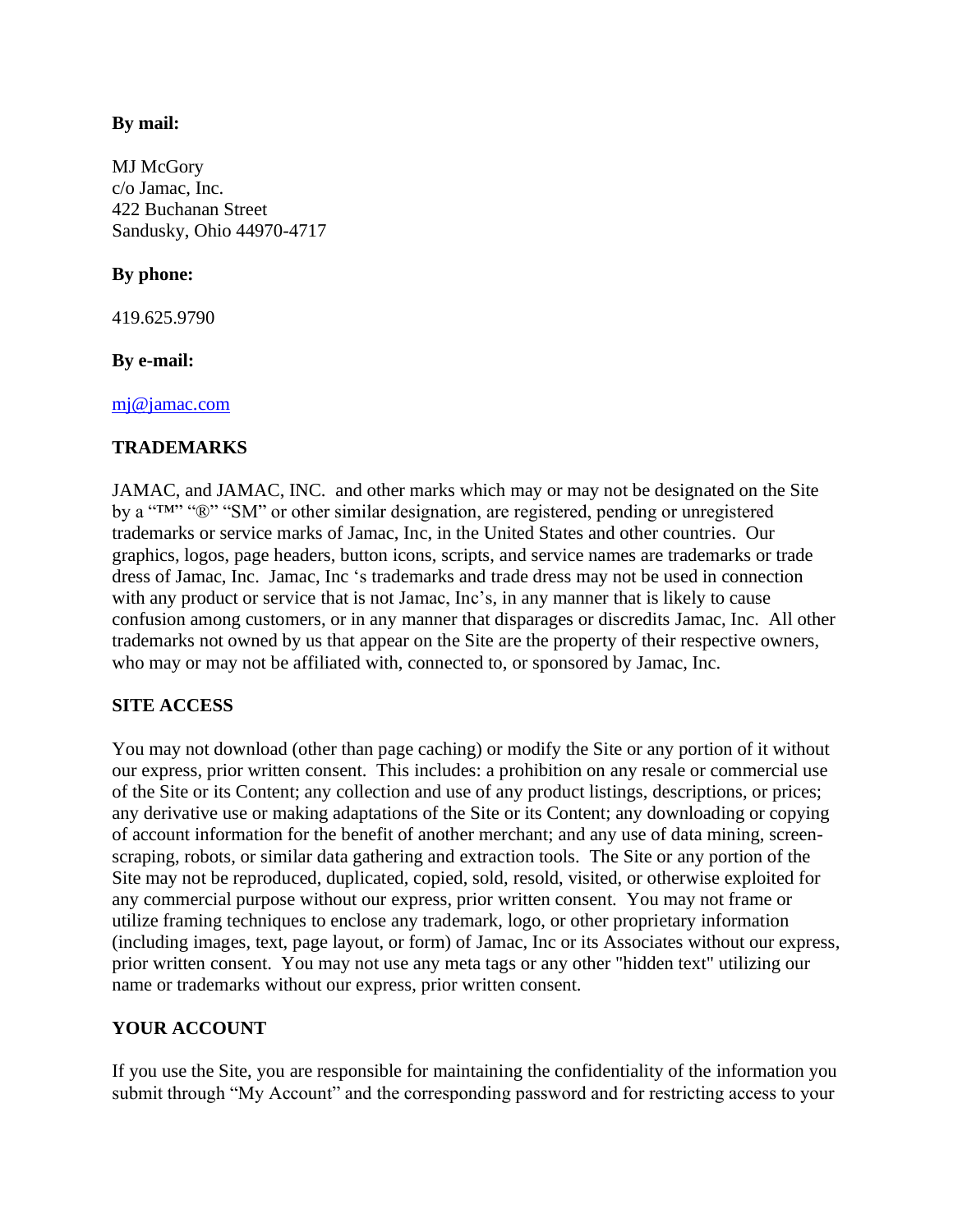**By mail:**

MJ McGory
c/o Jamac, Inc.
422 Buchanan Street
Sandusky, Ohio 44970-4717

**By phone:**

419.625.9790

**By e-mail:**

mj@jamac.com

## TRADEMARKS

JAMAC, and JAMAC, INC. and other marks which may or may not be designated on the Site by a "™" "®" "SM" or other similar designation, are registered, pending or unregistered trademarks or service marks of Jamac, Inc, in the United States and other countries. Our graphics, logos, page headers, button icons, scripts, and service names are trademarks or trade dress of Jamac, Inc. Jamac, Inc 's trademarks and trade dress may not be used in connection with any product or service that is not Jamac, Inc's, in any manner that is likely to cause confusion among customers, or in any manner that disparages or discredits Jamac, Inc. All other trademarks not owned by us that appear on the Site are the property of their respective owners, who may or may not be affiliated with, connected to, or sponsored by Jamac, Inc.

## SITE ACCESS

You may not download (other than page caching) or modify the Site or any portion of it without our express, prior written consent. This includes: a prohibition on any resale or commercial use of the Site or its Content; any collection and use of any product listings, descriptions, or prices; any derivative use or making adaptations of the Site or its Content; any downloading or copying of account information for the benefit of another merchant; and any use of data mining, screen-scraping, robots, or similar data gathering and extraction tools. The Site or any portion of the Site may not be reproduced, duplicated, copied, sold, resold, visited, or otherwise exploited for any commercial purpose without our express, prior written consent. You may not frame or utilize framing techniques to enclose any trademark, logo, or other proprietary information (including images, text, page layout, or form) of Jamac, Inc or its Associates without our express, prior written consent. You may not use any meta tags or any other "hidden text" utilizing our name or trademarks without our express, prior written consent.

## YOUR ACCOUNT

If you use the Site, you are responsible for maintaining the confidentiality of the information you submit through "My Account" and the corresponding password and for restricting access to your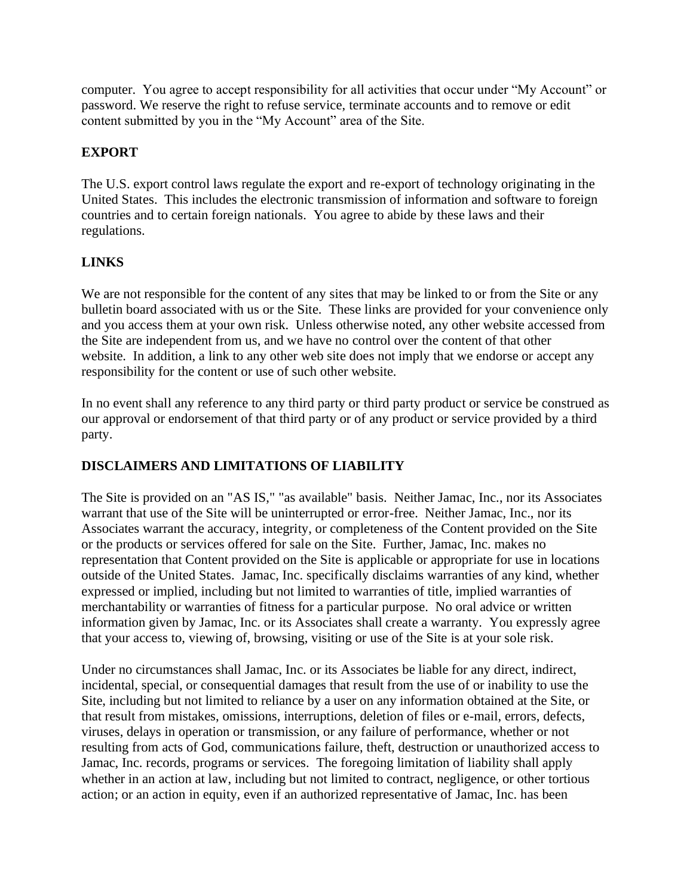computer. You agree to accept responsibility for all activities that occur under "My Account" or password. We reserve the right to refuse service, terminate accounts and to remove or edit content submitted by you in the "My Account" area of the Site.

**EXPORT**

The U.S. export control laws regulate the export and re-export of technology originating in the United States. This includes the electronic transmission of information and software to foreign countries and to certain foreign nationals. You agree to abide by these laws and their regulations.

**LINKS**

We are not responsible for the content of any sites that may be linked to or from the Site or any bulletin board associated with us or the Site. These links are provided for your convenience only and you access them at your own risk. Unless otherwise noted, any other website accessed from the Site are independent from us, and we have no control over the content of that other website. In addition, a link to any other web site does not imply that we endorse or accept any responsibility for the content or use of such other website.

In no event shall any reference to any third party or third party product or service be construed as our approval or endorsement of that third party or of any product or service provided by a third party.

**DISCLAIMERS AND LIMITATIONS OF LIABILITY**

The Site is provided on an "AS IS," "as available" basis. Neither Jamac, Inc., nor its Associates warrant that use of the Site will be uninterrupted or error-free. Neither Jamac, Inc., nor its Associates warrant the accuracy, integrity, or completeness of the Content provided on the Site or the products or services offered for sale on the Site. Further, Jamac, Inc. makes no representation that Content provided on the Site is applicable or appropriate for use in locations outside of the United States. Jamac, Inc. specifically disclaims warranties of any kind, whether expressed or implied, including but not limited to warranties of title, implied warranties of merchantability or warranties of fitness for a particular purpose. No oral advice or written information given by Jamac, Inc. or its Associates shall create a warranty. You expressly agree that your access to, viewing of, browsing, visiting or use of the Site is at your sole risk.

Under no circumstances shall Jamac, Inc. or its Associates be liable for any direct, indirect, incidental, special, or consequential damages that result from the use of or inability to use the Site, including but not limited to reliance by a user on any information obtained at the Site, or that result from mistakes, omissions, interruptions, deletion of files or e-mail, errors, defects, viruses, delays in operation or transmission, or any failure of performance, whether or not resulting from acts of God, communications failure, theft, destruction or unauthorized access to Jamac, Inc. records, programs or services. The foregoing limitation of liability shall apply whether in an action at law, including but not limited to contract, negligence, or other tortious action; or an action in equity, even if an authorized representative of Jamac, Inc. has been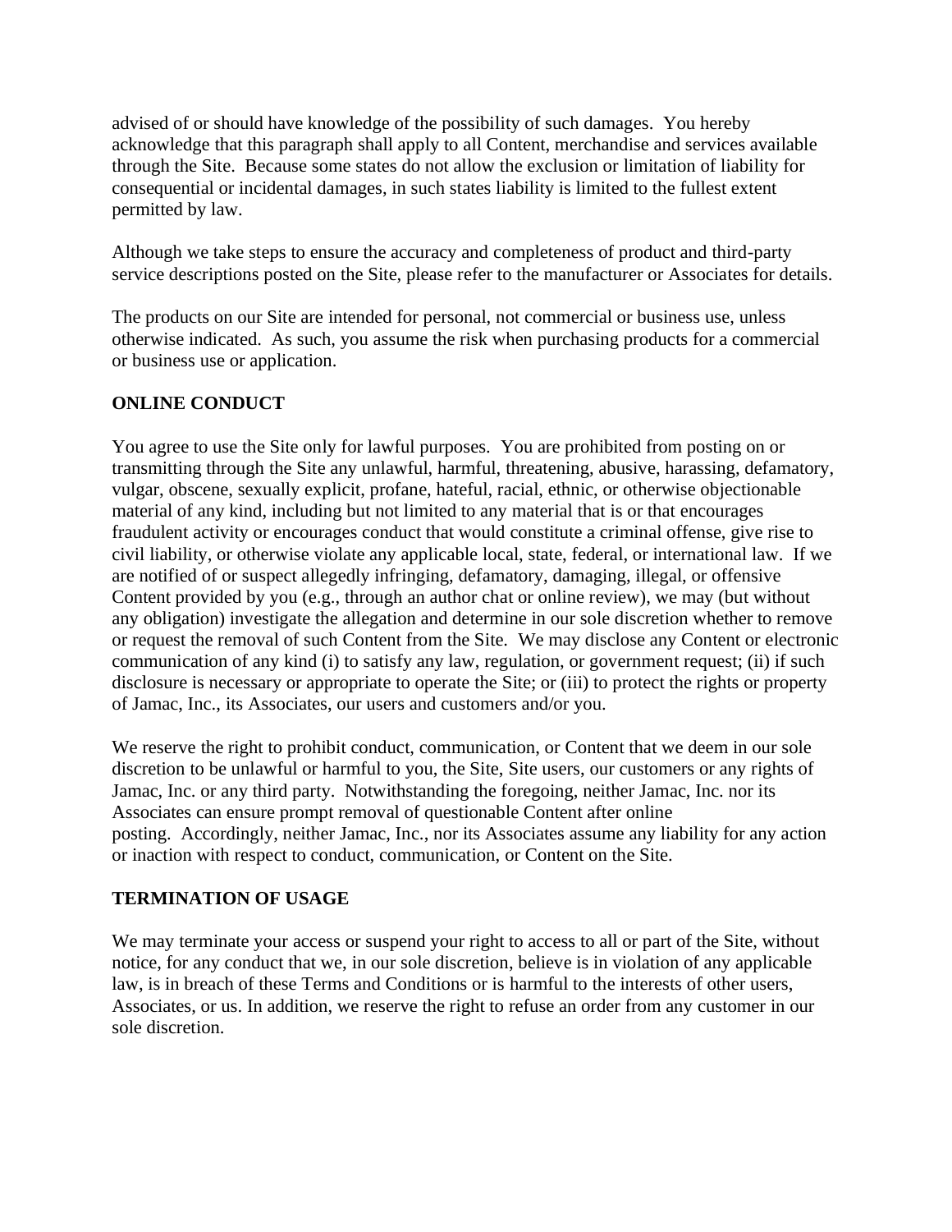advised of or should have knowledge of the possibility of such damages. You hereby acknowledge that this paragraph shall apply to all Content, merchandise and services available through the Site. Because some states do not allow the exclusion or limitation of liability for consequential or incidental damages, in such states liability is limited to the fullest extent permitted by law.

Although we take steps to ensure the accuracy and completeness of product and third-party service descriptions posted on the Site, please refer to the manufacturer or Associates for details.

The products on our Site are intended for personal, not commercial or business use, unless otherwise indicated. As such, you assume the risk when purchasing products for a commercial or business use or application.

## ONLINE CONDUCT

You agree to use the Site only for lawful purposes. You are prohibited from posting on or transmitting through the Site any unlawful, harmful, threatening, abusive, harassing, defamatory, vulgar, obscene, sexually explicit, profane, hateful, racial, ethnic, or otherwise objectionable material of any kind, including but not limited to any material that is or that encourages fraudulent activity or encourages conduct that would constitute a criminal offense, give rise to civil liability, or otherwise violate any applicable local, state, federal, or international law. If we are notified of or suspect allegedly infringing, defamatory, damaging, illegal, or offensive Content provided by you (e.g., through an author chat or online review), we may (but without any obligation) investigate the allegation and determine in our sole discretion whether to remove or request the removal of such Content from the Site. We may disclose any Content or electronic communication of any kind (i) to satisfy any law, regulation, or government request; (ii) if such disclosure is necessary or appropriate to operate the Site; or (iii) to protect the rights or property of Jamac, Inc., its Associates, our users and customers and/or you.

We reserve the right to prohibit conduct, communication, or Content that we deem in our sole discretion to be unlawful or harmful to you, the Site, Site users, our customers or any rights of Jamac, Inc. or any third party. Notwithstanding the foregoing, neither Jamac, Inc. nor its Associates can ensure prompt removal of questionable Content after online posting. Accordingly, neither Jamac, Inc., nor its Associates assume any liability for any action or inaction with respect to conduct, communication, or Content on the Site.

## TERMINATION OF USAGE

We may terminate your access or suspend your right to access to all or part of the Site, without notice, for any conduct that we, in our sole discretion, believe is in violation of any applicable law, is in breach of these Terms and Conditions or is harmful to the interests of other users, Associates, or us. In addition, we reserve the right to refuse an order from any customer in our sole discretion.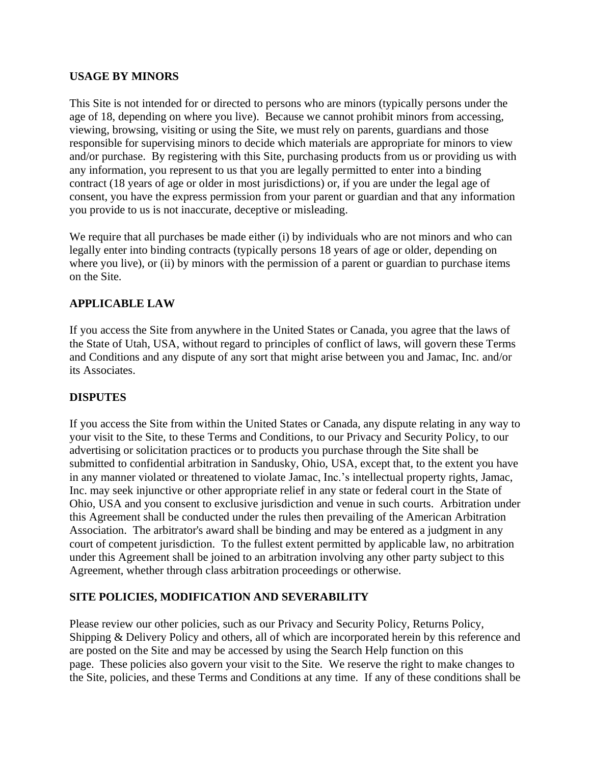## USAGE BY MINORS

This Site is not intended for or directed to persons who are minors (typically persons under the age of 18, depending on where you live). Because we cannot prohibit minors from accessing, viewing, browsing, visiting or using the Site, we must rely on parents, guardians and those responsible for supervising minors to decide which materials are appropriate for minors to view and/or purchase. By registering with this Site, purchasing products from us or providing us with any information, you represent to us that you are legally permitted to enter into a binding contract (18 years of age or older in most jurisdictions) or, if you are under the legal age of consent, you have the express permission from your parent or guardian and that any information you provide to us is not inaccurate, deceptive or misleading.

We require that all purchases be made either (i) by individuals who are not minors and who can legally enter into binding contracts (typically persons 18 years of age or older, depending on where you live), or (ii) by minors with the permission of a parent or guardian to purchase items on the Site.

## APPLICABLE LAW

If you access the Site from anywhere in the United States or Canada, you agree that the laws of the State of Utah, USA, without regard to principles of conflict of laws, will govern these Terms and Conditions and any dispute of any sort that might arise between you and Jamac, Inc. and/or its Associates.

## DISPUTES

If you access the Site from within the United States or Canada, any dispute relating in any way to your visit to the Site, to these Terms and Conditions, to our Privacy and Security Policy, to our advertising or solicitation practices or to products you purchase through the Site shall be submitted to confidential arbitration in Sandusky, Ohio, USA, except that, to the extent you have in any manner violated or threatened to violate Jamac, Inc.'s intellectual property rights, Jamac, Inc. may seek injunctive or other appropriate relief in any state or federal court in the State of Ohio, USA and you consent to exclusive jurisdiction and venue in such courts. Arbitration under this Agreement shall be conducted under the rules then prevailing of the American Arbitration Association. The arbitrator's award shall be binding and may be entered as a judgment in any court of competent jurisdiction. To the fullest extent permitted by applicable law, no arbitration under this Agreement shall be joined to an arbitration involving any other party subject to this Agreement, whether through class arbitration proceedings or otherwise.

## SITE POLICIES, MODIFICATION AND SEVERABILITY

Please review our other policies, such as our Privacy and Security Policy, Returns Policy, Shipping & Delivery Policy and others, all of which are incorporated herein by this reference and are posted on the Site and may be accessed by using the Search Help function on this page. These policies also govern your visit to the Site. We reserve the right to make changes to the Site, policies, and these Terms and Conditions at any time. If any of these conditions shall be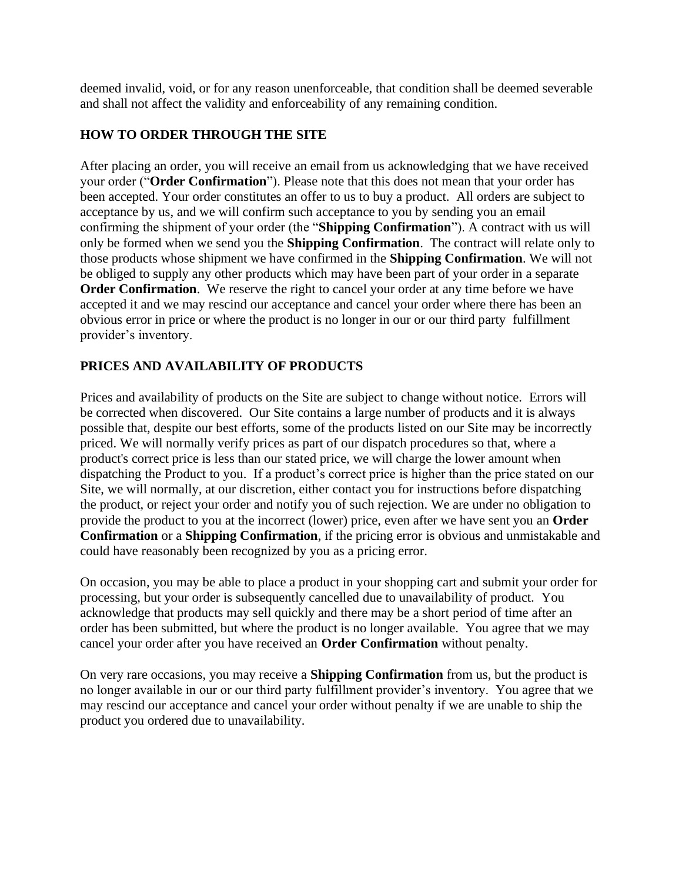deemed invalid, void, or for any reason unenforceable, that condition shall be deemed severable and shall not affect the validity and enforceability of any remaining condition.

## HOW TO ORDER THROUGH THE SITE

After placing an order, you will receive an email from us acknowledging that we have received your order ("**Order Confirmation**"). Please note that this does not mean that your order has been accepted. Your order constitutes an offer to us to buy a product. All orders are subject to acceptance by us, and we will confirm such acceptance to you by sending you an email confirming the shipment of your order (the "**Shipping Confirmation**"). A contract with us will only be formed when we send you the **Shipping Confirmation**. The contract will relate only to those products whose shipment we have confirmed in the **Shipping Confirmation**. We will not be obliged to supply any other products which may have been part of your order in a separate **Order Confirmation**. We reserve the right to cancel your order at any time before we have accepted it and we may rescind our acceptance and cancel your order where there has been an obvious error in price or where the product is no longer in our or our third party fulfillment provider's inventory.

## PRICES AND AVAILABILITY OF PRODUCTS

Prices and availability of products on the Site are subject to change without notice. Errors will be corrected when discovered. Our Site contains a large number of products and it is always possible that, despite our best efforts, some of the products listed on our Site may be incorrectly priced. We will normally verify prices as part of our dispatch procedures so that, where a product's correct price is less than our stated price, we will charge the lower amount when dispatching the Product to you. If a product's correct price is higher than the price stated on our Site, we will normally, at our discretion, either contact you for instructions before dispatching the product, or reject your order and notify you of such rejection. We are under no obligation to provide the product to you at the incorrect (lower) price, even after we have sent you an **Order Confirmation** or a **Shipping Confirmation**, if the pricing error is obvious and unmistakable and could have reasonably been recognized by you as a pricing error.

On occasion, you may be able to place a product in your shopping cart and submit your order for processing, but your order is subsequently cancelled due to unavailability of product. You acknowledge that products may sell quickly and there may be a short period of time after an order has been submitted, but where the product is no longer available. You agree that we may cancel your order after you have received an **Order Confirmation** without penalty.

On very rare occasions, you may receive a **Shipping Confirmation** from us, but the product is no longer available in our or our third party fulfillment provider's inventory. You agree that we may rescind our acceptance and cancel your order without penalty if we are unable to ship the product you ordered due to unavailability.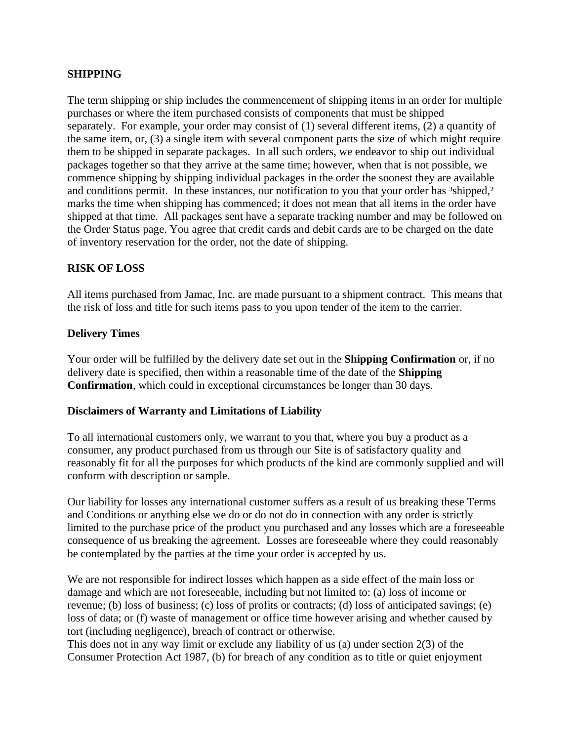**SHIPPING**

The term shipping or ship includes the commencement of shipping items in an order for multiple purchases or where the item purchased consists of components that must be shipped separately. For example, your order may consist of (1) several different items, (2) a quantity of the same item, or, (3) a single item with several component parts the size of which might require them to be shipped in separate packages. In all such orders, we endeavor to ship out individual packages together so that they arrive at the same time; however, when that is not possible, we commence shipping by shipping individual packages in the order the soonest they are available and conditions permit. In these instances, our notification to you that your order has "shipped," marks the time when shipping has commenced; it does not mean that all items in the order have shipped at that time. All packages sent have a separate tracking number and may be followed on the Order Status page. You agree that credit cards and debit cards are to be charged on the date of inventory reservation for the order, not the date of shipping.

**RISK OF LOSS**

All items purchased from Jamac, Inc. are made pursuant to a shipment contract. This means that the risk of loss and title for such items pass to you upon tender of the item to the carrier.

**Delivery Times**

Your order will be fulfilled by the delivery date set out in the **Shipping Confirmation** or, if no delivery date is specified, then within a reasonable time of the date of the **Shipping Confirmation**, which could in exceptional circumstances be longer than 30 days.

**Disclaimers of Warranty and Limitations of Liability**

To all international customers only, we warrant to you that, where you buy a product as a consumer, any product purchased from us through our Site is of satisfactory quality and reasonably fit for all the purposes for which products of the kind are commonly supplied and will conform with description or sample.

Our liability for losses any international customer suffers as a result of us breaking these Terms and Conditions or anything else we do or do not do in connection with any order is strictly limited to the purchase price of the product you purchased and any losses which are a foreseeable consequence of us breaking the agreement. Losses are foreseeable where they could reasonably be contemplated by the parties at the time your order is accepted by us.

We are not responsible for indirect losses which happen as a side effect of the main loss or damage and which are not foreseeable, including but not limited to: (a) loss of income or revenue; (b) loss of business; (c) loss of profits or contracts; (d) loss of anticipated savings; (e) loss of data; or (f) waste of management or office time however arising and whether caused by tort (including negligence), breach of contract or otherwise.
This does not in any way limit or exclude any liability of us (a) under section 2(3) of the Consumer Protection Act 1987, (b) for breach of any condition as to title or quiet enjoyment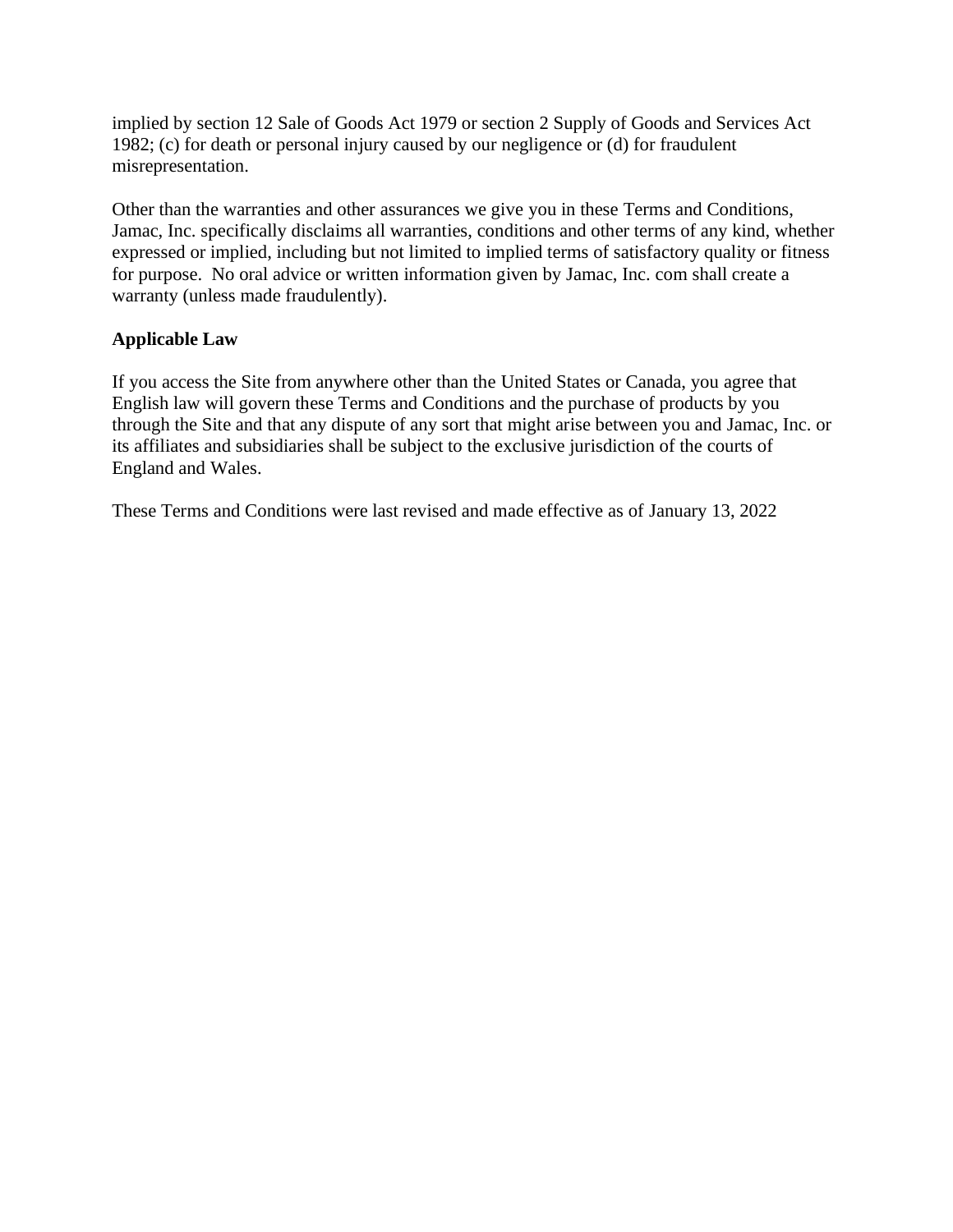implied by section 12 Sale of Goods Act 1979 or section 2 Supply of Goods and Services Act 1982; (c) for death or personal injury caused by our negligence or (d) for fraudulent misrepresentation.

Other than the warranties and other assurances we give you in these Terms and Conditions, Jamac, Inc. specifically disclaims all warranties, conditions and other terms of any kind, whether expressed or implied, including but not limited to implied terms of satisfactory quality or fitness for purpose. No oral advice or written information given by Jamac, Inc. com shall create a warranty (unless made fraudulently).

**Applicable Law**

If you access the Site from anywhere other than the United States or Canada, you agree that English law will govern these Terms and Conditions and the purchase of products by you through the Site and that any dispute of any sort that might arise between you and Jamac, Inc. or its affiliates and subsidiaries shall be subject to the exclusive jurisdiction of the courts of England and Wales.

These Terms and Conditions were last revised and made effective as of January 13, 2022